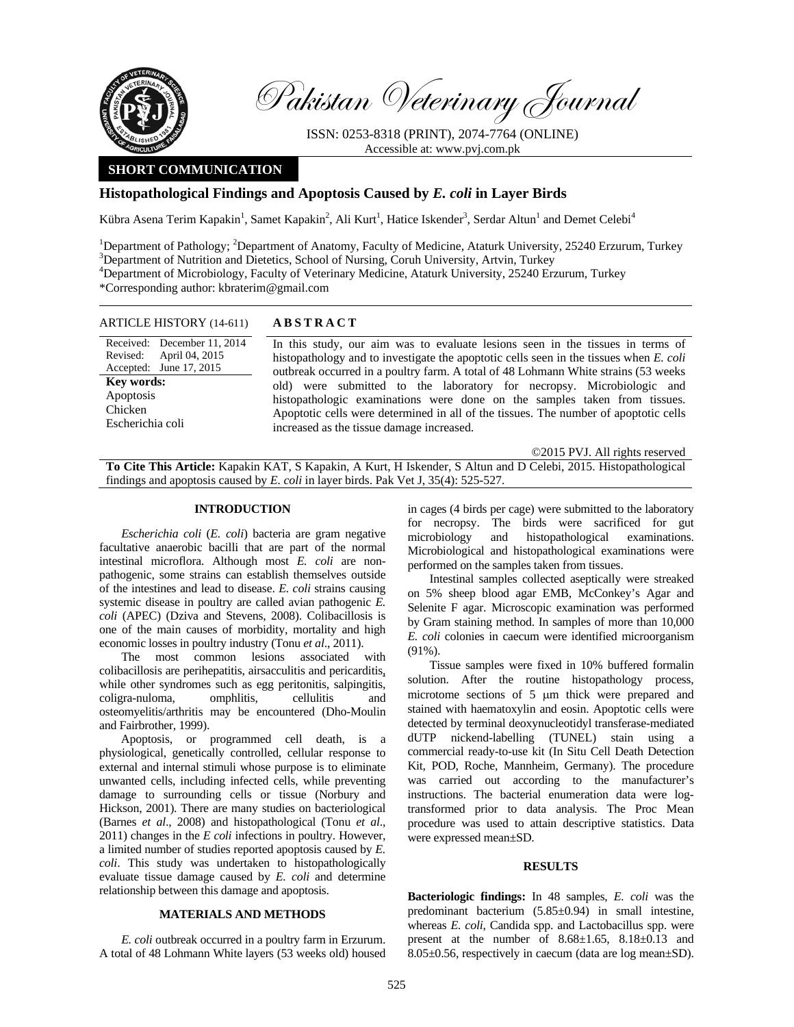# Pakistan Veterinary Journal

ISSN: 0253-8318 (PRINT), 2074-7764 (ONLINE)
Accessible at: www.pvj.com.pk

**SHORT COMMUNICATION**

## Histopathological Findings and Apoptosis Caused by *E. coli* in Layer Birds

Kübra Asena Terim Kapakin[1], Samet Kapakin[2], Ali Kurt[1], Hatice Iskender[3], Serdar Altun[1] and Demet Celebi[4]

[1]Department of Pathology; [2]Department of Anatomy, Faculty of Medicine, Ataturk University, 25240 Erzurum, Turkey
[3]Department of Nutrition and Dietetics, School of Nursing, Coruh University, Artvin, Turkey
[4]Department of Microbiology, Faculty of Veterinary Medicine, Ataturk University, 25240 Erzurum, Turkey
*Corresponding author: kbraterim@gmail.com

**ARTICLE HISTORY** (14-611)

Received: December 11, 2014
Revised: April 04, 2015
Accepted: June 17, 2015

**Key words:**
Apoptosis
Chicken
Escherichia coli

**ABSTRACT**

In this study, our aim was to evaluate lesions seen in the tissues in terms of histopathology and to investigate the apoptotic cells seen in the tissues when *E. coli* outbreak occurred in a poultry farm. A total of 48 Lohmann White strains (53 weeks old) were submitted to the laboratory for necropsy. Microbiologic and histopathologic examinations were done on the samples taken from tissues. Apoptotic cells were determined in all of the tissues. The number of apoptotic cells increased as the tissue damage increased.

©2015 PVJ. All rights reserved

**To Cite This Article:** Kapakin KAT, S Kapakin, A Kurt, H Iskender, S Altun and D Celebi, 2015. Histopathological findings and apoptosis caused by *E. coli* in layer birds. Pak Vet J, 35(4): 525-527.

### INTRODUCTION

*Escherichia coli* (*E. coli*) bacteria are gram negative facultative anaerobic bacilli that are part of the normal intestinal microflora. Although most *E. coli* are non-pathogenic, some strains can establish themselves outside of the intestines and lead to disease. *E. coli* strains causing systemic disease in poultry are called avian pathogenic *E. coli* (APEC) (Dziva and Stevens, 2008). Colibacillosis is one of the main causes of morbidity, mortality and high economic losses in poultry industry (Tonu *et al*., 2011).

The most common lesions associated with colibacillosis are perihepatitis, airsacculitis and pericarditis, while other syndromes such as egg peritonitis, salpingitis, coligra-nuloma, omphlitis, cellulitis and osteomyelitis/arthritis may be encountered (Dho-Moulin and Fairbrother, 1999).

Apoptosis, or programmed cell death, is a physiological, genetically controlled, cellular response to external and internal stimuli whose purpose is to eliminate unwanted cells, including infected cells, while preventing damage to surrounding cells or tissue (Norbury and Hickson, 2001). There are many studies on bacteriological (Barnes *et al*., 2008) and histopathological (Tonu *et al*., 2011) changes in the *E coli* infections in poultry. However, a limited number of studies reported apoptosis caused by *E. coli*. This study was undertaken to histopathologically evaluate tissue damage caused by *E. coli* and determine relationship between this damage and apoptosis.

### MATERIALS AND METHODS

*E. coli* outbreak occurred in a poultry farm in Erzurum. A total of 48 Lohmann White layers (53 weeks old) housed in cages (4 birds per cage) were submitted to the laboratory for necropsy. The birds were sacrificed for gut microbiology and histopathological examinations. Microbiological and histopathological examinations were performed on the samples taken from tissues.

Intestinal samples collected aseptically were streaked on 5% sheep blood agar EMB, McConkey's Agar and Selenite F agar. Microscopic examination was performed by Gram staining method. In samples of more than 10,000 *E. coli* colonies in caecum were identified microorganism (91%).

Tissue samples were fixed in 10% buffered formalin solution. After the routine histopathology process, microtome sections of 5 μm thick were prepared and stained with haematoxylin and eosin. Apoptotic cells were detected by terminal deoxynucleotidyl transferase-mediated dUTP nickend-labelling (TUNEL) stain using a commercial ready-to-use kit (In Situ Cell Death Detection Kit, POD, Roche, Mannheim, Germany). The procedure was carried out according to the manufacturer's instructions. The bacterial enumeration data were log-transformed prior to data analysis. The Proc Mean procedure was used to attain descriptive statistics. Data were expressed mean±SD.

### RESULTS

**Bacteriologic findings:** In 48 samples, *E. coli* was the predominant bacterium (5.85±0.94) in small intestine, whereas *E. coli*, Candida spp. and Lactobacillus spp. were present at the number of 8.68±1.65, 8.18±0.13 and 8.05±0.56, respectively in caecum (data are log mean±SD).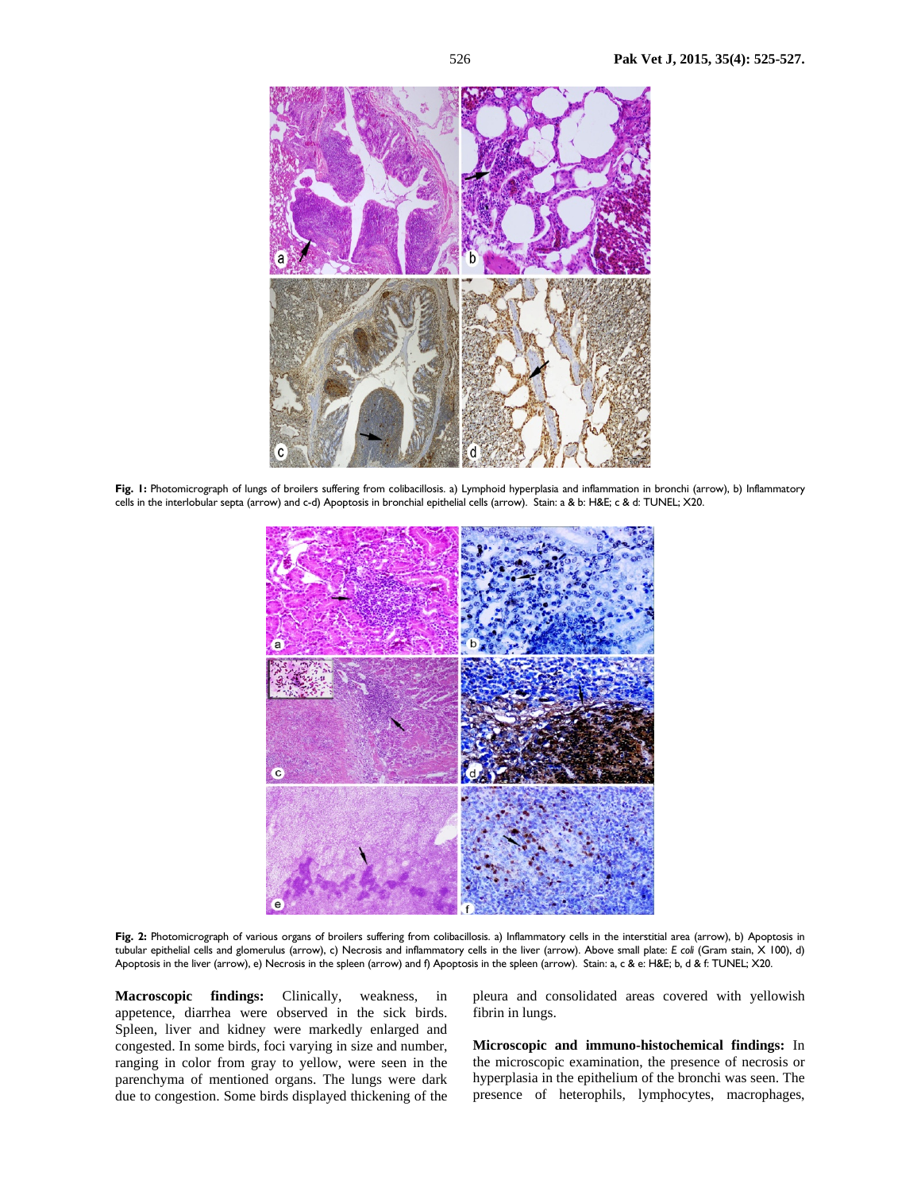**Fig. 1:** Photomicrograph of lungs of broilers suffering from colibacillosis. a) Lymphoid hyperplasia and inflammation in bronchi (arrow), b) Inflammatory cells in the interlobular septa (arrow) and c-d) Apoptosis in bronchial epithelial cells (arrow). Stain: a & b: H&E; c & d: TUNEL; X20.

**Fig. 2:** Photomicrograph of various organs of broilers suffering from colibacillosis. a) Inflammatory cells in the interstitial area (arrow), b) Apoptosis in tubular epithelial cells and glomerulus (arrow), c) Necrosis and inflammatory cells in the liver (arrow). Above small plate: *E coli* (Gram stain, X 100), d) Apoptosis in the liver (arrow), e) Necrosis in the spleen (arrow) and f) Apoptosis in the spleen (arrow). Stain: a, c & e: H&E; b, d & f: TUNEL; X20.

**Macroscopic findings:** Clinically, weakness, in appetence, diarrhea were observed in the sick birds. Spleen, liver and kidney were markedly enlarged and congested. In some birds, foci varying in size and number, ranging in color from gray to yellow, were seen in the parenchyma of mentioned organs. The lungs were dark due to congestion. Some birds displayed thickening of the pleura and consolidated areas covered with yellowish fibrin in lungs.

**Microscopic and immuno-histochemical findings:** In the microscopic examination, the presence of necrosis or hyperplasia in the epithelium of the bronchi was seen. The presence of heterophils, lymphocytes, macrophages,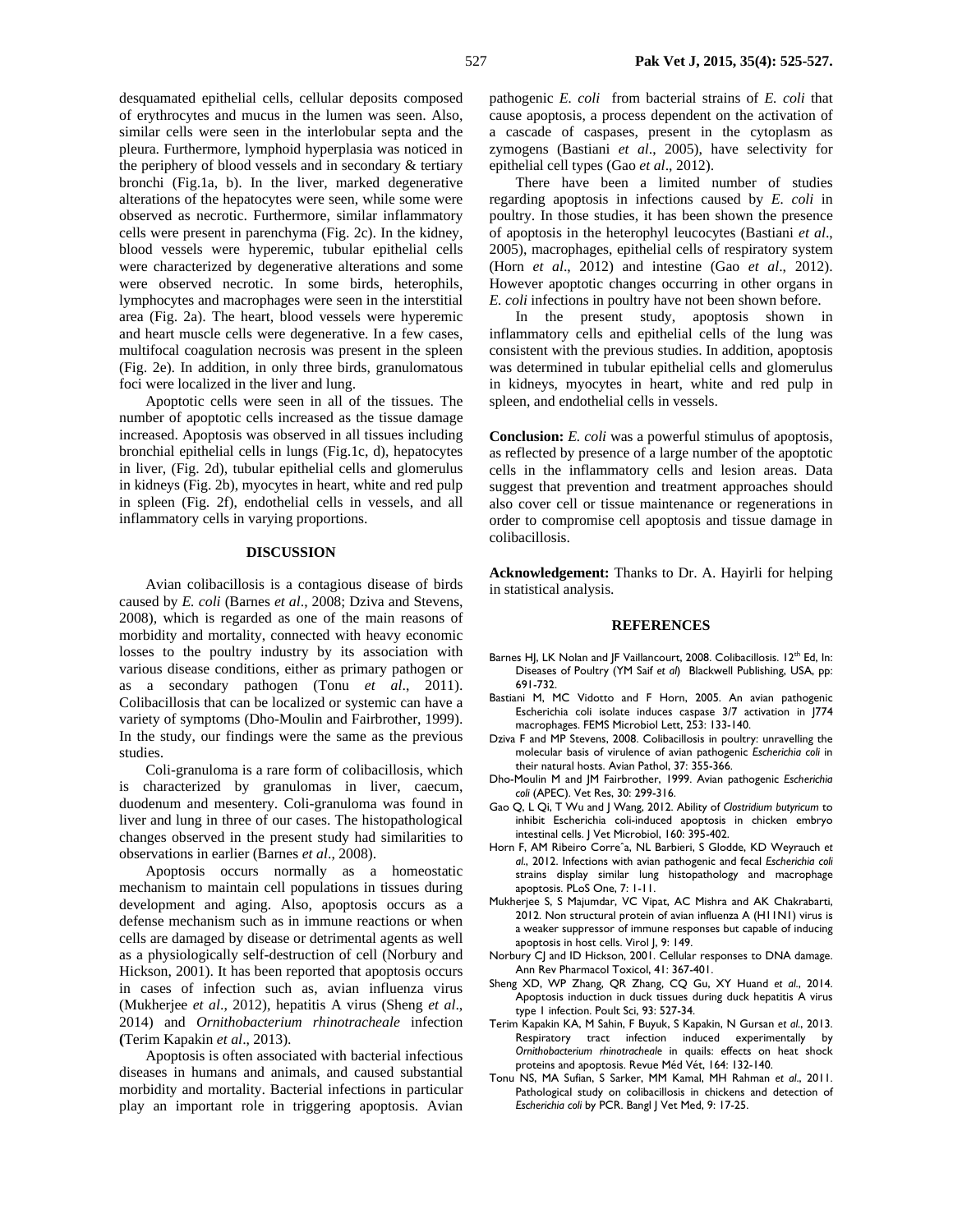desquamated epithelial cells, cellular deposits composed of erythrocytes and mucus in the lumen was seen. Also, similar cells were seen in the interlobular septa and the pleura. Furthermore, lymphoid hyperplasia was noticed in the periphery of blood vessels and in secondary & tertiary bronchi (Fig.1a, b). In the liver, marked degenerative alterations of the hepatocytes were seen, while some were observed as necrotic. Furthermore, similar inflammatory cells were present in parenchyma (Fig. 2c). In the kidney, blood vessels were hyperemic, tubular epithelial cells were characterized by degenerative alterations and some were observed necrotic. In some birds, heterophils, lymphocytes and macrophages were seen in the interstitial area (Fig. 2a). The heart, blood vessels were hyperemic and heart muscle cells were degenerative. In a few cases, multifocal coagulation necrosis was present in the spleen (Fig. 2e). In addition, in only three birds, granulomatous foci were localized in the liver and lung.

Apoptotic cells were seen in all of the tissues. The number of apoptotic cells increased as the tissue damage increased. Apoptosis was observed in all tissues including bronchial epithelial cells in lungs (Fig.1c, d), hepatocytes in liver, (Fig. 2d), tubular epithelial cells and glomerulus in kidneys (Fig. 2b), myocytes in heart, white and red pulp in spleen (Fig. 2f), endothelial cells in vessels, and all inflammatory cells in varying proportions.

## DISCUSSION

Avian colibacillosis is a contagious disease of birds caused by *E. coli* (Barnes *et al*., 2008; Dziva and Stevens, 2008), which is regarded as one of the main reasons of morbidity and mortality, connected with heavy economic losses to the poultry industry by its association with various disease conditions, either as primary pathogen or as a secondary pathogen (Tonu *et al*., 2011). Colibacillosis that can be localized or systemic can have a variety of symptoms (Dho-Moulin and Fairbrother, 1999). In the study, our findings were the same as the previous studies.

Coli-granuloma is a rare form of colibacillosis, which is characterized by granulomas in liver, caecum, duodenum and mesentery. Coli-granuloma was found in liver and lung in three of our cases. The histopathological changes observed in the present study had similarities to observations in earlier (Barnes *et al*., 2008).

Apoptosis occurs normally as a homeostatic mechanism to maintain cell populations in tissues during development and aging. Also, apoptosis occurs as a defense mechanism such as in immune reactions or when cells are damaged by disease or detrimental agents as well as a physiologically self-destruction of cell (Norbury and Hickson, 2001). It has been reported that apoptosis occurs in cases of infection such as, avian influenza virus (Mukherjee *et al*., 2012), hepatitis A virus (Sheng *et al*., 2014) and *Ornithobacterium rhinotracheale* infection (Terim Kapakin *et al*., 2013).

Apoptosis is often associated with bacterial infectious diseases in humans and animals, and caused substantial morbidity and mortality. Bacterial infections in particular play an important role in triggering apoptosis. Avian pathogenic *E. coli* from bacterial strains of *E. coli* that cause apoptosis, a process dependent on the activation of a cascade of caspases, present in the cytoplasm as zymogens (Bastiani *et al*., 2005), have selectivity for epithelial cell types (Gao *et al*., 2012).

There have been a limited number of studies regarding apoptosis in infections caused by *E. coli* in poultry. In those studies, it has been shown the presence of apoptosis in the heterophyl leucocytes (Bastiani *et al*., 2005), macrophages, epithelial cells of respiratory system (Horn *et al*., 2012) and intestine (Gao *et al*., 2012). However apoptotic changes occurring in other organs in *E. coli* infections in poultry have not been shown before.

In the present study, apoptosis shown in inflammatory cells and epithelial cells of the lung was consistent with the previous studies. In addition, apoptosis was determined in tubular epithelial cells and glomerulus in kidneys, myocytes in heart, white and red pulp in spleen, and endothelial cells in vessels.

**Conclusion:** *E. coli* was a powerful stimulus of apoptosis, as reflected by presence of a large number of the apoptotic cells in the inflammatory cells and lesion areas. Data suggest that prevention and treatment approaches should also cover cell or tissue maintenance or regenerations in order to compromise cell apoptosis and tissue damage in colibacillosis.

**Acknowledgement:** Thanks to Dr. A. Hayirli for helping in statistical analysis.

## REFERENCES

Barnes HJ, LK Nolan and JF Vaillancourt, 2008. Colibacillosis. 12th Ed, In: Diseases of Poultry (YM Saif *et al*) Blackwell Publishing, USA, pp: 691-732.

Bastiani M, MC Vidotto and F Horn, 2005. An avian pathogenic Escherichia coli isolate induces caspase 3/7 activation in J774 macrophages. FEMS Microbiol Lett, 253: 133-140.

Dziva F and MP Stevens, 2008. Colibacillosis in poultry: unravelling the molecular basis of virulence of avian pathogenic *Escherichia coli* in their natural hosts. Avian Pathol, 37: 355-366.

Dho-Moulin M and JM Fairbrother, 1999. Avian pathogenic *Escherichia coli* (APEC). Vet Res, 30: 299-316.

Gao Q, L Qi, T Wu and J Wang, 2012. Ability of *Clostridium butyricum* to inhibit Escherichia coli-induced apoptosis in chicken embryo intestinal cells. J Vet Microbiol, 160: 395-402.

Horn F, AM Ribeiro Corre^a, NL Barbieri, S Glodde, KD Weyrauch *et al*., 2012. Infections with avian pathogenic and fecal *Escherichia coli* strains display similar lung histopathology and macrophage apoptosis. PLoS One, 7: 1-11.

Mukherjee S, S Majumdar, VC Vipat, AC Mishra and AK Chakrabarti, 2012. Non structural protein of avian influenza A (H11N1) virus is a weaker suppressor of immune responses but capable of inducing apoptosis in host cells. Virol J, 9: 149.

Norbury CJ and ID Hickson, 2001. Cellular responses to DNA damage. Ann Rev Pharmacol Toxicol, 41: 367-401.

Sheng XD, WP Zhang, QR Zhang, CQ Gu, XY Huand *et al*., 2014. Apoptosis induction in duck tissues during duck hepatitis A virus type 1 infection. Poult Sci, 93: 527-34.

Terim Kapakin KA, M Sahin, F Buyuk, S Kapakin, N Gursan *et al*., 2013. Respiratory tract infection induced experimentally by *Ornithobacterium rhinotracheale* in quails: effects on heat shock proteins and apoptosis. Revue Méd Vét, 164: 132-140.

Tonu NS, MA Sufian, S Sarker, MM Kamal, MH Rahman *et al*., 2011. Pathological study on colibacillosis in chickens and detection of *Escherichia coli* by PCR. Bangl J Vet Med, 9: 17-25.